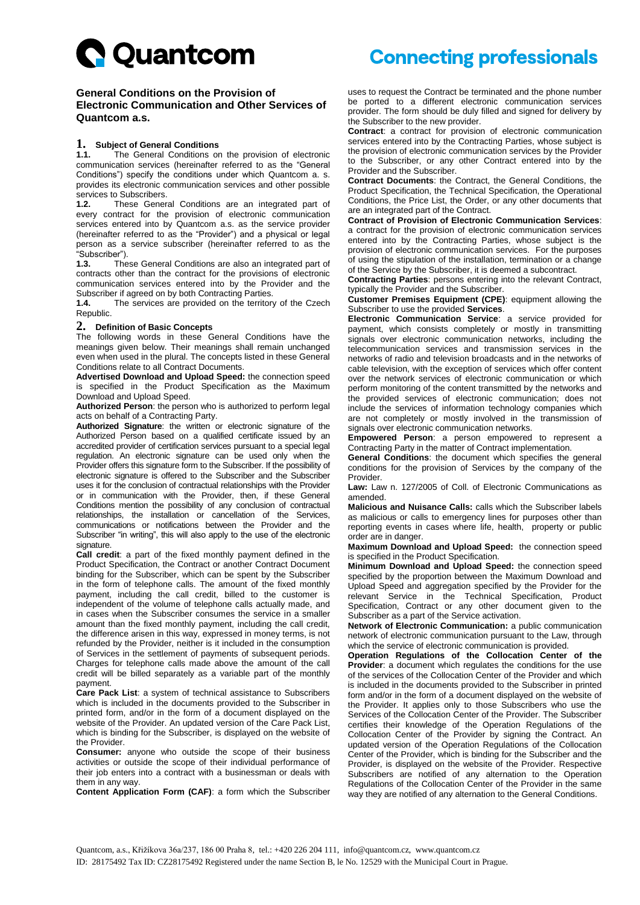# General Conditions on the Provision of Electronic Communication and Other Services of Quantcom a.s.

## 1. Subject of General Conditions

**1.1.** The General Conditions on the provision of electronic communication services (hereinafter referred to as the "General Conditions") specify the conditions under which Quantcom a. s. provides its electronic communication services and other possible services to Subscribers.

**1.2.** These General Conditions are an integrated part of every contract for the provision of electronic communication services entered into by Quantcom a.s. as the service provider (hereinafter referred to as the "Provider") and a physical or legal person as a service subscriber (hereinafter referred to as the "Subscriber").

**1.3.** These General Conditions are also an integrated part of contracts other than the contract for the provisions of electronic communication services entered into by the Provider and the Subscriber if agreed on by both Contracting Parties.

**1.4.** The services are provided on the territory of the Czech Republic.

## 2. Definition of Basic Concepts

The following words in these General Conditions have the meanings given below. Their meanings shall remain unchanged even when used in the plural. The concepts listed in these General Conditions relate to all Contract Documents.

**Advertised Download and Upload Speed:** the connection speed is specified in the Product Specification as the Maximum Download and Upload Speed.

**Authorized Person**: the person who is authorized to perform legal acts on behalf of a Contracting Party.

**Authorized Signature**: the written or electronic signature of the Authorized Person based on a qualified certificate issued by an accredited provider of certification services pursuant to a special legal regulation. An electronic signature can be used only when the Provider offers this signature form to the Subscriber. If the possibility of electronic signature is offered to the Subscriber and the Subscriber uses it for the conclusion of contractual relationships with the Provider or in communication with the Provider, then, if these General Conditions mention the possibility of any conclusion of contractual relationships, the installation or cancellation of the Services, communications or notifications between the Provider and the Subscriber "in writing", this will also apply to the use of the electronic signature.

**Call credit**: a part of the fixed monthly payment defined in the Product Specification, the Contract or another Contract Document binding for the Subscriber, which can be spent by the Subscriber in the form of telephone calls. The amount of the fixed monthly payment, including the call credit, billed to the customer is independent of the volume of telephone calls actually made, and in cases when the Subscriber consumes the service in a smaller amount than the fixed monthly payment, including the call credit, the difference arisen in this way, expressed in money terms, is not refunded by the Provider, neither is it included in the consumption of Services in the settlement of payments of subsequent periods. Charges for telephone calls made above the amount of the call credit will be billed separately as a variable part of the monthly payment.

**Care Pack List**: a system of technical assistance to Subscribers which is included in the documents provided to the Subscriber in printed form, and/or in the form of a document displayed on the website of the Provider. An updated version of the Care Pack List, which is binding for the Subscriber, is displayed on the website of the Provider.

**Consumer:** anyone who outside the scope of their business activities or outside the scope of their individual performance of their job enters into a contract with a businessman or deals with them in any way.

**Content Application Form (CAF)**: a form which the Subscriber uses to request the Contract be terminated and the phone number be ported to a different electronic communication services provider. The form should be duly filled and signed for delivery by the Subscriber to the new provider.

**Contract**: a contract for provision of electronic communication services entered into by the Contracting Parties, whose subject is the provision of electronic communication services by the Provider to the Subscriber, or any other Contract entered into by the Provider and the Subscriber.

**Contract Documents**: the Contract, the General Conditions, the Product Specification, the Technical Specification, the Operational Conditions, the Price List, the Order, or any other documents that are an integrated part of the Contract.

**Contract of Provision of Electronic Communication Services**: a contract for the provision of electronic communication services entered into by the Contracting Parties, whose subject is the provision of electronic communication services. For the purposes of using the stipulation of the installation, termination or a change of the Service by the Subscriber, it is deemed a subcontract.

**Contracting Parties**: persons entering into the relevant Contract, typically the Provider and the Subscriber.

**Customer Premises Equipment (CPE)**: equipment allowing the Subscriber to use the provided **Services**.

**Electronic Communication Service**: a service provided for payment, which consists completely or mostly in transmitting signals over electronic communication networks, including the telecommunication services and transmission services in the networks of radio and television broadcasts and in the networks of cable television, with the exception of services which offer content over the network services of electronic communication or which perform monitoring of the content transmitted by the networks and the provided services of electronic communication; does not include the services of information technology companies which are not completely or mostly involved in the transmission of signals over electronic communication networks.

**Empowered Person**: a person empowered to represent a Contracting Party in the matter of Contract implementation.

**General Conditions**: the document which specifies the general conditions for the provision of Services by the company of the Provider.

**Law:** Law n. 127/2005 of Coll. of Electronic Communications as amended.

**Malicious and Nuisance Calls:** calls which the Subscriber labels as malicious or calls to emergency lines for purposes other than reporting events in cases where life, health, property or public order are in danger.

**Maximum Download and Upload Speed:** the connection speed is specified in the Product Specification.

**Minimum Download and Upload Speed:** the connection speed specified by the proportion between the Maximum Download and Upload Speed and aggregation specified by the Provider for the relevant Service in the Technical Specification, Product Specification, Contract or any other document given to the Subscriber as a part of the Service activation.

**Network of Electronic Communication:** a public communication network of electronic communication pursuant to the Law, through which the service of electronic communication is provided.

**Operation Regulations of the Collocation Center of the Provider**: a document which regulates the conditions for the use of the services of the Collocation Center of the Provider and which is included in the documents provided to the Subscriber in printed form and/or in the form of a document displayed on the website of the Provider. It applies only to those Subscribers who use the Services of the Collocation Center of the Provider. The Subscriber certifies their knowledge of the Operation Regulations of the Collocation Center of the Provider by signing the Contract. An updated version of the Operation Regulations of the Collocation Center of the Provider, which is binding for the Subscriber and the Provider, is displayed on the website of the Provider. Respective Subscribers are notified of any alternation to the Operation Regulations of the Collocation Center of the Provider in the same way they are notified of any alternation to the General Conditions.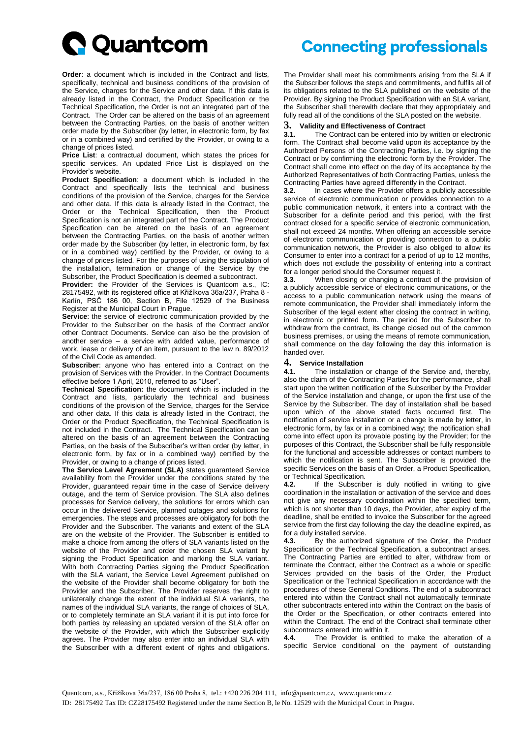**Order**: a document which is included in the Contract and lists, specifically, technical and business conditions of the provision of the Service, charges for the Service and other data. If this data is already listed in the Contract, the Product Specification or the Technical Specification, the Order is not an integrated part of the Contract. The Order can be altered on the basis of an agreement between the Contracting Parties, on the basis of another written order made by the Subscriber (by letter, in electronic form, by fax or in a combined way) and certified by the Provider, or owing to a change of prices listed.

**Price List**: a contractual document, which states the prices for specific services. An updated Price List is displayed on the Provider's website.

**Product Specification**: a document which is included in the Contract and specifically lists the technical and business conditions of the provision of the Service, charges for the Service and other data. If this data is already listed in the Contract, the Order or the Technical Specification, then the Product Specification is not an integrated part of the Contract. The Product Specification can be altered on the basis of an agreement between the Contracting Parties, on the basis of another written order made by the Subscriber (by letter, in electronic form, by fax or in a combined way) certified by the Provider, or owing to a change of prices listed. For the purposes of using the stipulation of the installation, termination or change of the Service by the Subscriber, the Product Specification is deemed a subcontract.

**Provider:** the Provider of the Services is Quantcom a.s., IC: 28175492, with its registered office at Křižíkova 36a/237, Praha 8 - Karlín, PSČ 186 00, Section B, File 12529 of the Business Register at the Municipal Court in Prague.

**Service**: the service of electronic communication provided by the Provider to the Subscriber on the basis of the Contract and/or other Contract Documents. Service can also be the provision of another service – a service with added value, performance of work, lease or delivery of an item, pursuant to the law n. 89/2012 of the Civil Code as amended.

**Subscriber**: anyone who has entered into a Contract on the provision of Services with the Provider. In the Contract Documents effective before 1 April, 2010, referred to as "User".

**Technical Specification:** the document which is included in the Contract and lists, particularly the technical and business conditions of the provision of the Service, charges for the Service and other data. If this data is already listed in the Contract, the Order or the Product Specification, the Technical Specification is not included in the Contract. The Technical Specification can be altered on the basis of an agreement between the Contracting Parties, on the basis of the Subscriber's written order (by letter, in electronic form, by fax or in a combined way) certified by the Provider, or owing to a change of prices listed.

**The Service Level Agreement (SLA)** states guaranteed Service availability from the Provider under the conditions stated by the Provider, guaranteed repair time in the case of Service delivery outage, and the term of Service provision. The SLA also defines processes for Service delivery, the solutions for errors which can occur in the delivered Service, planned outages and solutions for emergencies. The steps and processes are obligatory for both the Provider and the Subscriber. The variants and extent of the SLA are on the website of the Provider. The Subscriber is entitled to make a choice from among the offers of SLA variants listed on the website of the Provider and order the chosen SLA variant by signing the Product Specification and marking the SLA variant. With both Contracting Parties signing the Product Specification with the SLA variant, the Service Level Agreement published on the website of the Provider shall become obligatory for both the Provider and the Subscriber. The Provider reserves the right to unilaterally change the extent of the individual SLA variants, the names of the individual SLA variants, the range of choices of SLA, or to completely terminate an SLA variant if it is put into force for both parties by releasing an updated version of the SLA offer on the website of the Provider, with which the Subscriber explicitly agrees. The Provider may also enter into an individual SLA with the Subscriber with a different extent of rights and obligations. The Provider shall meet his commitments arising from the SLA if the Subscriber follows the steps and commitments, and fulfils all of its obligations related to the SLA published on the website of the Provider. By signing the Product Specification with an SLA variant, the Subscriber shall therewith declare that they appropriately and fully read all of the conditions of the SLA posted on the website.

## 3. Validity and Effectiveness of Contract

**3.1.** The Contract can be entered into by written or electronic form. The Contract shall become valid upon its acceptance by the Authorized Persons of the Contracting Parties, i.e. by signing the Contract or by confirming the electronic form by the Provider. The Contract shall come into effect on the day of its acceptance by the Authorized Representatives of both Contracting Parties, unless the Contracting Parties have agreed differently in the Contract.

**3.2.** In cases where the Provider offers a publicly accessible service of electronic communication or provides connection to a public communication network, it enters into a contract with the Subscriber for a definite period and this period, with the first contract closed for a specific service of electronic communication, shall not exceed 24 months. When offering an accessible service of electronic communication or providing connection to a public communication network, the Provider is also obliged to allow its Consumer to enter into a contract for a period of up to 12 months, which does not exclude the possibility of entering into a contract for a longer period should the Consumer request it.

**3.3.** When closing or changing a contract of the provision of a publicly accessible service of electronic communications, or the access to a public communication network using the means of remote communication, the Provider shall immediately inform the Subscriber of the legal extent after closing the contract in writing, in electronic or printed form. The period for the Subscriber to withdraw from the contract, its change closed out of the common business premises, or using the means of remote communication, shall commence on the day following the day this information is handed over.

## 4. Service Installation

**4.1.** The installation or change of the Service and, thereby, also the claim of the Contracting Parties for the performance, shall start upon the written notification of the Subscriber by the Provider of the Service installation and change, or upon the first use of the Service by the Subscriber. The day of installation shall be based upon which of the above stated facts occurred first. The notification of service installation or a change is made by letter, in electronic form, by fax or in a combined way; the notification shall come into effect upon its provable posting by the Provider; for the purposes of this Contract, the Subscriber shall be fully responsible for the functional and accessible addresses or contact numbers to which the notification is sent. The Subscriber is provided the specific Services on the basis of an Order, a Product Specification, or Technical Specification.

**4.2.** If the Subscriber is duly notified in writing to give coordination in the installation or activation of the service and does not give any necessary coordination within the specified term, which is not shorter than 10 days, the Provider, after expiry of the deadline, shall be entitled to invoice the Subscriber for the agreed service from the first day following the day the deadline expired, as for a duly installed service.

**4.3.** By the authorized signature of the Order, the Product Specification or the Technical Specification, a subcontract arises. The Contracting Parties are entitled to alter, withdraw from or terminate the Contract, either the Contract as a whole or specific Services provided on the basis of the Order, the Product Specification or the Technical Specification in accordance with the procedures of these General Conditions. The end of a subcontract entered into within the Contract shall not automatically terminate other subcontracts entered into within the Contract on the basis of the Order or the Specification, or other contracts entered into within the Contract. The end of the Contract shall terminate other subcontracts entered into within it.

**4.4.** The Provider is entitled to make the alteration of a specific Service conditional on the payment of outstanding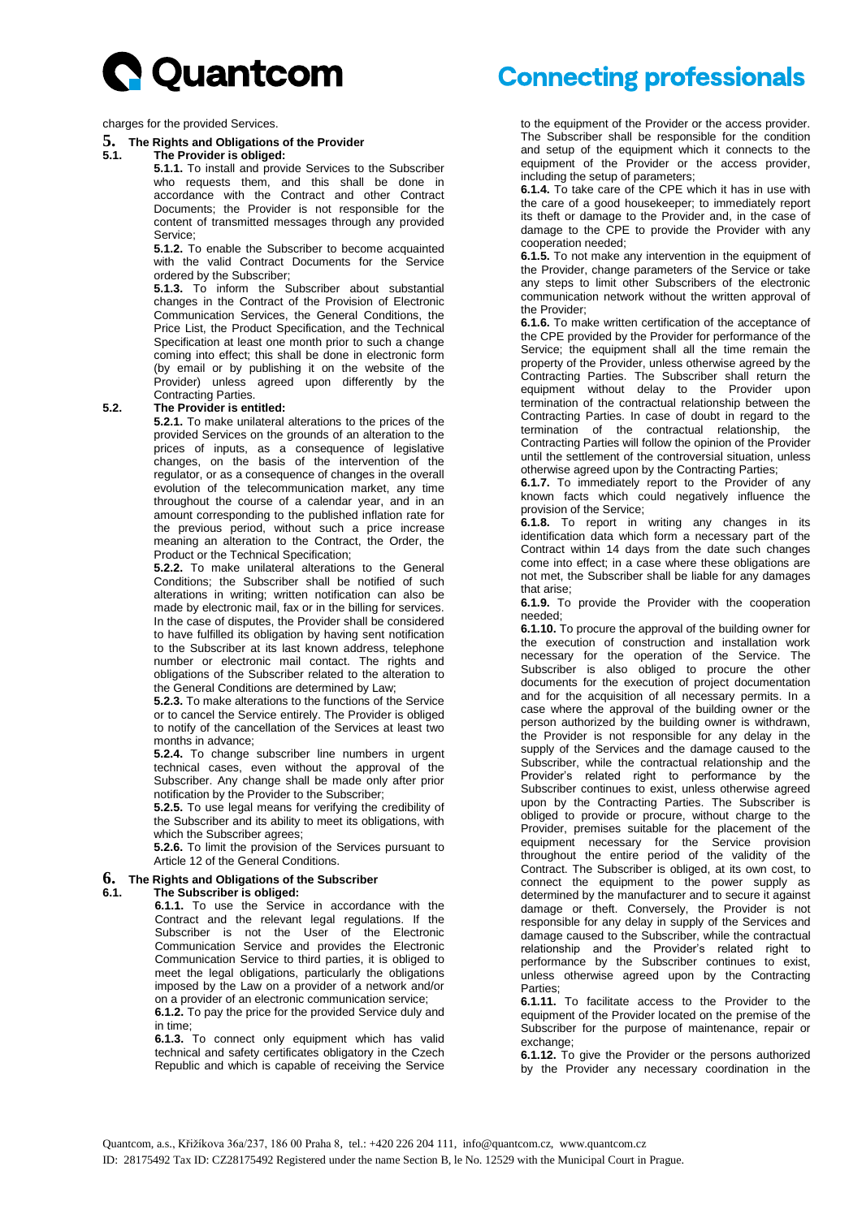charges for the provided Services.

## 5. The Rights and Obligations of the Provider

**5.1. The Provider is obliged:**

**5.1.1.** To install and provide Services to the Subscriber who requests them, and this shall be done in accordance with the Contract and other Contract Documents; the Provider is not responsible for the content of transmitted messages through any provided Service;

**5.1.2.** To enable the Subscriber to become acquainted with the valid Contract Documents for the Service ordered by the Subscriber;

**5.1.3.** To inform the Subscriber about substantial changes in the Contract of the Provision of Electronic Communication Services, the General Conditions, the Price List, the Product Specification, and the Technical Specification at least one month prior to such a change coming into effect; this shall be done in electronic form (by email or by publishing it on the website of the Provider) unless agreed upon differently by the Contracting Parties.

**5.2. The Provider is entitled:**

**5.2.1.** To make unilateral alterations to the prices of the provided Services on the grounds of an alteration to the prices of inputs, as a consequence of legislative changes, on the basis of the intervention of the regulator, or as a consequence of changes in the overall evolution of the telecommunication market, any time throughout the course of a calendar year, and in an amount corresponding to the published inflation rate for the previous period, without such a price increase meaning an alteration to the Contract, the Order, the Product or the Technical Specification;

**5.2.2.** To make unilateral alterations to the General Conditions; the Subscriber shall be notified of such alterations in writing; written notification can also be made by electronic mail, fax or in the billing for services. In the case of disputes, the Provider shall be considered to have fulfilled its obligation by having sent notification to the Subscriber at its last known address, telephone number or electronic mail contact. The rights and obligations of the Subscriber related to the alteration to the General Conditions are determined by Law;

**5.2.3.** To make alterations to the functions of the Service or to cancel the Service entirely. The Provider is obliged to notify of the cancellation of the Services at least two months in advance;

**5.2.4.** To change subscriber line numbers in urgent technical cases, even without the approval of the Subscriber. Any change shall be made only after prior notification by the Provider to the Subscriber;

**5.2.5.** To use legal means for verifying the credibility of the Subscriber and its ability to meet its obligations, with which the Subscriber agrees;

**5.2.6.** To limit the provision of the Services pursuant to Article 12 of the General Conditions.

## 6. The Rights and Obligations of the Subscriber

**6.1. The Subscriber is obliged:**

**6.1.1.** To use the Service in accordance with the Contract and the relevant legal regulations. If the Subscriber is not the User of the Electronic Communication Service and provides the Electronic Communication Service to third parties, it is obliged to meet the legal obligations, particularly the obligations imposed by the Law on a provider of a network and/or on a provider of an electronic communication service;

**6.1.2.** To pay the price for the provided Service duly and in time;

**6.1.3.** To connect only equipment which has valid technical and safety certificates obligatory in the Czech Republic and which is capable of receiving the Service to the equipment of the Provider or the access provider. The Subscriber shall be responsible for the condition and setup of the equipment which it connects to the equipment of the Provider or the access provider, including the setup of parameters;

**6.1.4.** To take care of the CPE which it has in use with the care of a good housekeeper; to immediately report its theft or damage to the Provider and, in the case of damage to the CPE to provide the Provider with any cooperation needed;

**6.1.5.** To not make any intervention in the equipment of the Provider, change parameters of the Service or take any steps to limit other Subscribers of the electronic communication network without the written approval of the Provider;

**6.1.6.** To make written certification of the acceptance of the CPE provided by the Provider for performance of the Service; the equipment shall all the time remain the property of the Provider, unless otherwise agreed by the Contracting Parties. The Subscriber shall return the equipment without delay to the Provider upon termination of the contractual relationship between the Contracting Parties. In case of doubt in regard to the termination of the contractual relationship, the Contracting Parties will follow the opinion of the Provider until the settlement of the controversial situation, unless otherwise agreed upon by the Contracting Parties;

**6.1.7.** To immediately report to the Provider of any known facts which could negatively influence the provision of the Service;

**6.1.8.** To report in writing any changes in its identification data which form a necessary part of the Contract within 14 days from the date such changes come into effect; in a case where these obligations are not met, the Subscriber shall be liable for any damages that arise;

**6.1.9.** To provide the Provider with the cooperation needed;

**6.1.10.** To procure the approval of the building owner for the execution of construction and installation work necessary for the operation of the Service. The Subscriber is also obliged to procure the other documents for the execution of project documentation and for the acquisition of all necessary permits. In a case where the approval of the building owner or the person authorized by the building owner is withdrawn, the Provider is not responsible for any delay in the supply of the Services and the damage caused to the Subscriber, while the contractual relationship and the Provider's related right to performance by the Subscriber continues to exist, unless otherwise agreed upon by the Contracting Parties. The Subscriber is obliged to provide or procure, without charge to the Provider, premises suitable for the placement of the equipment necessary for the Service provision throughout the entire period of the validity of the Contract. The Subscriber is obliged, at its own cost, to connect the equipment to the power supply as determined by the manufacturer and to secure it against damage or theft. Conversely, the Provider is not responsible for any delay in supply of the Services and damage caused to the Subscriber, while the contractual relationship and the Provider's related right to performance by the Subscriber continues to exist, unless otherwise agreed upon by the Contracting Parties;

**6.1.11.** To facilitate access to the Provider to the equipment of the Provider located on the premise of the Subscriber for the purpose of maintenance, repair or exchange;

**6.1.12.** To give the Provider or the persons authorized by the Provider any necessary coordination in the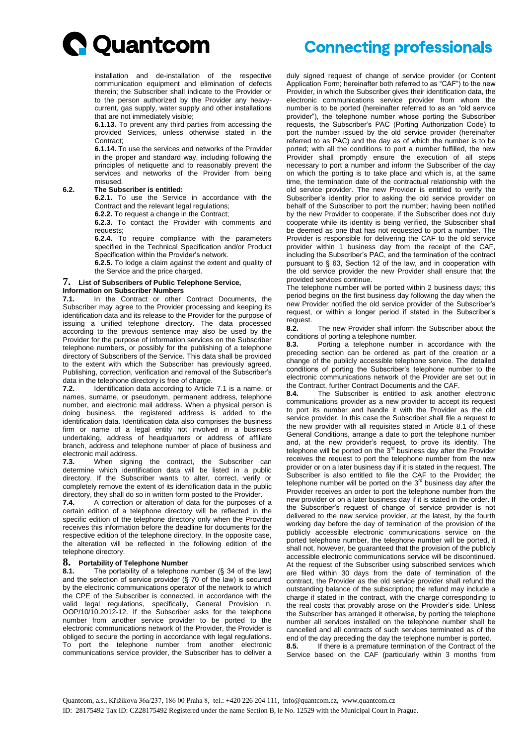installation and de-installation of the respective communication equipment and elimination of defects therein; the Subscriber shall indicate to the Provider or to the person authorized by the Provider any heavy-current, gas supply, water supply and other installations that are not immediately visible;

**6.1.13.** To prevent any third parties from accessing the provided Services, unless otherwise stated in the Contract;

**6.1.14.** To use the services and networks of the Provider in the proper and standard way, including following the principles of netiquette and to reasonably prevent the services and networks of the Provider from being misused.

**6.2. The Subscriber is entitled:**

**6.2.1.** To use the Service in accordance with the Contract and the relevant legal regulations;

**6.2.2.** To request a change in the Contract;

**6.2.3.** To contact the Provider with comments and requests;

**6.2.4.** To require compliance with the parameters specified in the Technical Specification and/or Product Specification within the Provider's network.

**6.2.5.** To lodge a claim against the extent and quality of the Service and the price charged.

## 7. List of Subscribers of Public Telephone Service, Information on Subscriber Numbers

**7.1.** In the Contract or other Contract Documents, the Subscriber may agree to the Provider processing and keeping its identification data and its release to the Provider for the purpose of issuing a unified telephone directory. The data processed according to the previous sentence may also be used by the Provider for the purpose of information services on the Subscriber telephone numbers, or possibly for the publishing of a telephone directory of Subscribers of the Service. This data shall be provided to the extent with which the Subscriber has previously agreed. Publishing, correction, verification and removal of the Subscriber's data in the telephone directory is free of charge.

**7.2.** Identification data according to Article 7.1 is a name, or names, surname, or pseudonym, permanent address, telephone number, and electronic mail address. When a physical person is doing business, the registered address is added to the identification data. Identification data also comprises the business firm or name of a legal entity not involved in a business undertaking, address of headquarters or address of affiliate branch, address and telephone number of place of business and electronic mail address.

**7.3.** When signing the contract, the Subscriber can determine which identification data will be listed in a public directory. If the Subscriber wants to alter, correct, verify or completely remove the extent of its identification data in the public directory, they shall do so in written form posted to the Provider.

**7.4.** A correction or alteration of data for the purposes of a certain edition of a telephone directory will be reflected in the specific edition of the telephone directory only when the Provider receives this information before the deadline for documents for the respective edition of the telephone directory. In the opposite case, the alteration will be reflected in the following edition of the telephone directory.

## 8. Portability of Telephone Number

**8.1.** The portability of a telephone number (§ 34 of the law) and the selection of service provider (§ 70 of the law) is secured by the electronic communications operator of the network to which the CPE of the Subscriber is connected, in accordance with the valid legal regulations, specifically, General Provision n. OOP/10/10.2012-12. If the Subscriber asks for the telephone number from another service provider to be ported to the electronic communications network of the Provider, the Provider is obliged to secure the porting in accordance with legal regulations. To port the telephone number from another electronic communications service provider, the Subscriber has to deliver a duly signed request of change of service provider (or Content Application Form; hereinafter both referred to as "CAF") to the new Provider, in which the Subscriber gives their identification data, the electronic communications service provider from whom the number is to be ported (hereinafter referred to as an "old service provider"), the telephone number whose porting the Subscriber requests, the Subscriber's PAC (Porting Authorization Code) to port the number issued by the old service provider (hereinafter referred to as PAC) and the day as of which the number is to be ported; with all the conditions to port a number fulfilled, the new Provider shall promptly ensure the execution of all steps necessary to port a number and inform the Subscriber of the day on which the porting is to take place and which is, at the same time, the termination date of the contractual relationship with the old service provider. The new Provider is entitled to verify the Subscriber's identity prior to asking the old service provider on behalf of the Subscriber to port the number; having been notified by the new Provider to cooperate, if the Subscriber does not duly cooperate while its identity is being verified, the Subscriber shall be deemed as one that has not requested to port a number. The Provider is responsible for delivering the CAF to the old service provider within 1 business day from the receipt of the CAF, including the Subscriber's PAC, and the termination of the contract pursuant to § 63, Section 12 of the law, and in cooperation with the old service provider the new Provider shall ensure that the provided services continue.

The telephone number will be ported within 2 business days; this period begins on the first business day following the day when the new Provider notified the old service provider of the Subscriber's request, or within a longer period if stated in the Subscriber's request.

**8.2.** The new Provider shall inform the Subscriber about the conditions of porting a telephone number.

**8.3.** Porting a telephone number in accordance with the preceding section can be ordered as part of the creation or a change of the publicly accessible telephone service. The detailed conditions of porting the Subscriber's telephone number to the electronic communications network of the Provider are set out in the Contract, further Contract Documents and the CAF.

**8.4.** The Subscriber is entitled to ask another electronic communications provider as a new provider to accept its request to port its number and handle it with the Provider as the old service provider. In this case the Subscriber shall file a request to the new provider with all requisites stated in Article 8.1 of these General Conditions, arrange a date to port the telephone number and, at the new provider's request, to prove its identity. The telephone will be ported on the 3rd business day after the Provider receives the request to port the telephone number from the new provider or on a later business day if it is stated in the request. The Subscriber is also entitled to file the CAF to the Provider; the telephone number will be ported on the 3rd business day after the Provider receives an order to port the telephone number from the new provider or on a later business day if it is stated in the order. If the Subscriber's request of change of service provider is not delivered to the new service provider, at the latest, by the fourth working day before the day of termination of the provision of the publicly accessible electronic communications service on the ported telephone number, the telephone number will be ported, it shall not, however, be guaranteed that the provision of the publicly accessible electronic communications service will be discontinued. At the request of the Subscriber using subscribed services which are filed within 30 days from the date of termination of the contract, the Provider as the old service provider shall refund the outstanding balance of the subscription; the refund may include a charge if stated in the contract, with the charge corresponding to the real costs that provably arose on the Provider's side. Unless the Subscriber has arranged it otherwise, by porting the telephone number all services installed on the telephone number shall be cancelled and all contracts of such services terminated as of the end of the day preceding the day the telephone number is ported.

**8.5.** If there is a premature termination of the Contract of the Service based on the CAF (particularly within 3 months from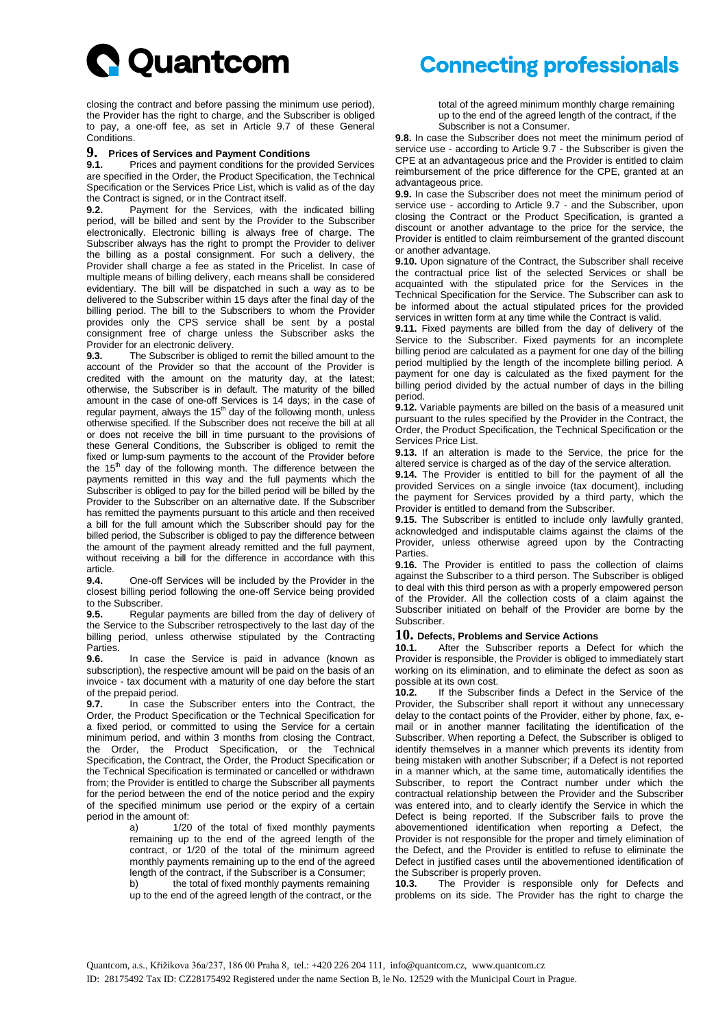closing the contract and before passing the minimum use period), the Provider has the right to charge, and the Subscriber is obliged to pay, a one-off fee, as set in Article 9.7 of these General Conditions.

## 9. Prices of Services and Payment Conditions

**9.1.** Prices and payment conditions for the provided Services are specified in the Order, the Product Specification, the Technical Specification or the Services Price List, which is valid as of the day the Contract is signed, or in the Contract itself.

**9.2.** Payment for the Services, with the indicated billing period, will be billed and sent by the Provider to the Subscriber electronically. Electronic billing is always free of charge. The Subscriber always has the right to prompt the Provider to deliver the billing as a postal consignment. For such a delivery, the Provider shall charge a fee as stated in the Pricelist. In case of multiple means of billing delivery, each means shall be considered evidentiary. The bill will be dispatched in such a way as to be delivered to the Subscriber within 15 days after the final day of the billing period. The bill to the Subscribers to whom the Provider provides only the CPS service shall be sent by a postal consignment free of charge unless the Subscriber asks the Provider for an electronic delivery.

**9.3.** The Subscriber is obliged to remit the billed amount to the account of the Provider so that the account of the Provider is credited with the amount on the maturity day, at the latest; otherwise, the Subscriber is in default. The maturity of the billed amount in the case of one-off Services is 14 days; in the case of regular payment, always the 15th day of the following month, unless otherwise specified. If the Subscriber does not receive the bill at all or does not receive the bill in time pursuant to the provisions of these General Conditions, the Subscriber is obliged to remit the fixed or lump-sum payments to the account of the Provider before the 15th day of the following month. The difference between the payments remitted in this way and the full payments which the Subscriber is obliged to pay for the billed period will be billed by the Provider to the Subscriber on an alternative date. If the Subscriber has remitted the payments pursuant to this article and then received a bill for the full amount which the Subscriber should pay for the billed period, the Subscriber is obliged to pay the difference between the amount of the payment already remitted and the full payment, without receiving a bill for the difference in accordance with this article.

**9.4.** One-off Services will be included by the Provider in the closest billing period following the one-off Service being provided to the Subscriber.

**9.5.** Regular payments are billed from the day of delivery of the Service to the Subscriber retrospectively to the last day of the billing period, unless otherwise stipulated by the Contracting Parties.

**9.6.** In case the Service is paid in advance (known as subscription), the respective amount will be paid on the basis of an invoice - tax document with a maturity of one day before the start of the prepaid period.

**9.7.** In case the Subscriber enters into the Contract, the Order, the Product Specification or the Technical Specification for a fixed period, or committed to using the Service for a certain minimum period, and within 3 months from closing the Contract, the Order, the Product Specification, or the Technical Specification, the Contract, the Order, the Product Specification or the Technical Specification is terminated or cancelled or withdrawn from; the Provider is entitled to charge the Subscriber all payments for the period between the end of the notice period and the expiry of the specified minimum use period or the expiry of a certain period in the amount of:

a) 1/20 of the total of fixed monthly payments remaining up to the end of the agreed length of the contract, or 1/20 of the total of the minimum agreed monthly payments remaining up to the end of the agreed length of the contract, if the Subscriber is a Consumer;

b) the total of fixed monthly payments remaining up to the end of the agreed length of the contract, or the total of the agreed minimum monthly charge remaining up to the end of the agreed length of the contract, if the Subscriber is not a Consumer.

**9.8.** In case the Subscriber does not meet the minimum period of service use - according to Article 9.7 - the Subscriber is given the CPE at an advantageous price and the Provider is entitled to claim reimbursement of the price difference for the CPE, granted at an advantageous price.

**9.9.** In case the Subscriber does not meet the minimum period of service use - according to Article 9.7 - and the Subscriber, upon closing the Contract or the Product Specification, is granted a discount or another advantage to the price for the service, the Provider is entitled to claim reimbursement of the granted discount or another advantage.

**9.10.** Upon signature of the Contract, the Subscriber shall receive the contractual price list of the selected Services or shall be acquainted with the stipulated price for the Services in the Technical Specification for the Service. The Subscriber can ask to be informed about the actual stipulated prices for the provided services in written form at any time while the Contract is valid.

**9.11.** Fixed payments are billed from the day of delivery of the Service to the Subscriber. Fixed payments for an incomplete billing period are calculated as a payment for one day of the billing period multiplied by the length of the incomplete billing period. A payment for one day is calculated as the fixed payment for the billing period divided by the actual number of days in the billing period.

**9.12.** Variable payments are billed on the basis of a measured unit pursuant to the rules specified by the Provider in the Contract, the Order, the Product Specification, the Technical Specification or the Services Price List.

**9.13.** If an alteration is made to the Service, the price for the altered service is charged as of the day of the service alteration.

**9.14.** The Provider is entitled to bill for the payment of all the provided Services on a single invoice (tax document), including the payment for Services provided by a third party, which the Provider is entitled to demand from the Subscriber.

**9.15.** The Subscriber is entitled to include only lawfully granted, acknowledged and indisputable claims against the claims of the Provider, unless otherwise agreed upon by the Contracting Parties.

**9.16.** The Provider is entitled to pass the collection of claims against the Subscriber to a third person. The Subscriber is obliged to deal with this third person as with a properly empowered person of the Provider. All the collection costs of a claim against the Subscriber initiated on behalf of the Provider are borne by the Subscriber.

## 10. Defects, Problems and Service Actions

**10.1.** After the Subscriber reports a Defect for which the Provider is responsible, the Provider is obliged to immediately start working on its elimination, and to eliminate the defect as soon as possible at its own cost.

**10.2.** If the Subscriber finds a Defect in the Service of the Provider, the Subscriber shall report it without any unnecessary delay to the contact points of the Provider, either by phone, fax, e-mail or in another manner facilitating the identification of the Subscriber. When reporting a Defect, the Subscriber is obliged to identify themselves in a manner which prevents its identity from being mistaken with another Subscriber; if a Defect is not reported in a manner which, at the same time, automatically identifies the Subscriber, to report the Contract number under which the contractual relationship between the Provider and the Subscriber was entered into, and to clearly identify the Service in which the Defect is being reported. If the Subscriber fails to prove the abovementioned identification when reporting a Defect, the Provider is not responsible for the proper and timely elimination of the Defect, and the Provider is entitled to refuse to eliminate the Defect in justified cases until the abovementioned identification of the Subscriber is properly proven.

**10.3.** The Provider is responsible only for Defects and problems on its side. The Provider has the right to charge the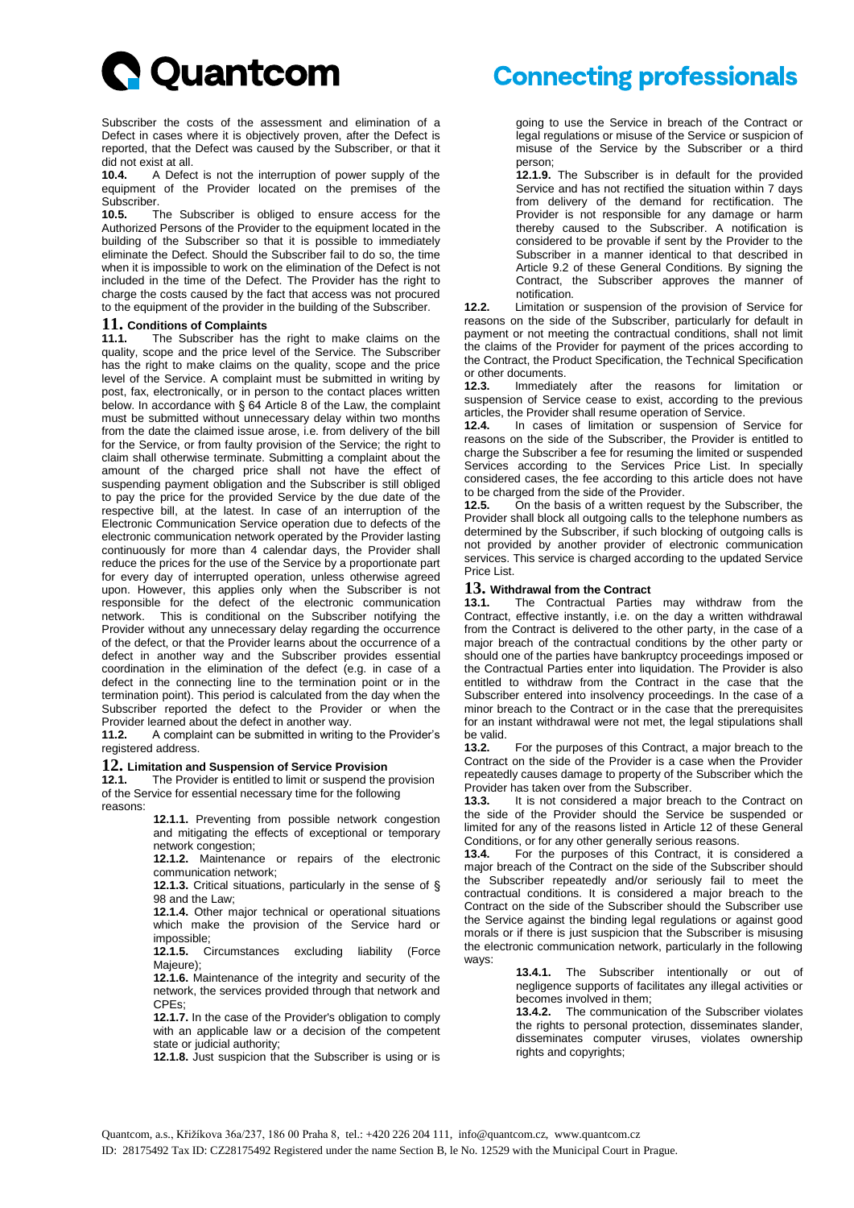Subscriber the costs of the assessment and elimination of a Defect in cases where it is objectively proven, after the Defect is reported, that the Defect was caused by the Subscriber, or that it did not exist at all.

**10.4.** A Defect is not the interruption of power supply of the equipment of the Provider located on the premises of the Subscriber.

**10.5.** The Subscriber is obliged to ensure access for the Authorized Persons of the Provider to the equipment located in the building of the Subscriber so that it is possible to immediately eliminate the Defect. Should the Subscriber fail to do so, the time when it is impossible to work on the elimination of the Defect is not included in the time of the Defect. The Provider has the right to charge the costs caused by the fact that access was not procured to the equipment of the provider in the building of the Subscriber.

## 11. Conditions of Complaints

**11.1.** The Subscriber has the right to make claims on the quality, scope and the price level of the Service. The Subscriber has the right to make claims on the quality, scope and the price level of the Service. A complaint must be submitted in writing by post, fax, electronically, or in person to the contact places written below. In accordance with § 64 Article 8 of the Law, the complaint must be submitted without unnecessary delay within two months from the date the claimed issue arose, i.e. from delivery of the bill for the Service, or from faulty provision of the Service; the right to claim shall otherwise terminate. Submitting a complaint about the amount of the charged price shall not have the effect of suspending payment obligation and the Subscriber is still obliged to pay the price for the provided Service by the due date of the respective bill, at the latest. In case of an interruption of the Electronic Communication Service operation due to defects of the electronic communication network operated by the Provider lasting continuously for more than 4 calendar days, the Provider shall reduce the prices for the use of the Service by a proportionate part for every day of interrupted operation, unless otherwise agreed upon. However, this applies only when the Subscriber is not responsible for the defect of the electronic communication network. This is conditional on the Subscriber notifying the Provider without any unnecessary delay regarding the occurrence of the defect, or that the Provider learns about the occurrence of a defect in another way and the Subscriber provides essential coordination in the elimination of the defect (e.g. in case of a defect in the connecting line to the termination point or in the termination point). This period is calculated from the day when the Subscriber reported the defect to the Provider or when the Provider learned about the defect in another way.

**11.2.** A complaint can be submitted in writing to the Provider's registered address.

## 12. Limitation and Suspension of Service Provision

**12.1.** The Provider is entitled to limit or suspend the provision of the Service for essential necessary time for the following reasons:

**12.1.1.** Preventing from possible network congestion and mitigating the effects of exceptional or temporary network congestion;

**12.1.2.** Maintenance or repairs of the electronic communication network;

**12.1.3.** Critical situations, particularly in the sense of § 98 and the Law;

**12.1.4.** Other major technical or operational situations which make the provision of the Service hard or impossible;

**12.1.5.** Circumstances excluding liability (Force Majeure);

**12.1.6.** Maintenance of the integrity and security of the network, the services provided through that network and CPEs;

**12.1.7.** In the case of the Provider's obligation to comply with an applicable law or a decision of the competent state or judicial authority;

**12.1.8.** Just suspicion that the Subscriber is using or is going to use the Service in breach of the Contract or legal regulations or misuse of the Service or suspicion of misuse of the Service by the Subscriber or a third person;

**12.1.9.** The Subscriber is in default for the provided Service and has not rectified the situation within 7 days from delivery of the demand for rectification. The Provider is not responsible for any damage or harm thereby caused to the Subscriber. A notification is considered to be provable if sent by the Provider to the Subscriber in a manner identical to that described in Article 9.2 of these General Conditions. By signing the Contract, the Subscriber approves the manner of notification.

**12.2.** Limitation or suspension of the provision of Service for reasons on the side of the Subscriber, particularly for default in payment or not meeting the contractual conditions, shall not limit the claims of the Provider for payment of the prices according to the Contract, the Product Specification, the Technical Specification or other documents.

**12.3.** Immediately after the reasons for limitation or suspension of Service cease to exist, according to the previous articles, the Provider shall resume operation of Service.

**12.4.** In cases of limitation or suspension of Service for reasons on the side of the Subscriber, the Provider is entitled to charge the Subscriber a fee for resuming the limited or suspended Services according to the Services Price List. In specially considered cases, the fee according to this article does not have to be charged from the side of the Provider.

**12.5.** On the basis of a written request by the Subscriber, the Provider shall block all outgoing calls to the telephone numbers as determined by the Subscriber, if such blocking of outgoing calls is not provided by another provider of electronic communication services. This service is charged according to the updated Service Price List.

## 13. Withdrawal from the Contract

**13.1.** The Contractual Parties may withdraw from the Contract, effective instantly, i.e. on the day a written withdrawal from the Contract is delivered to the other party, in the case of a major breach of the contractual conditions by the other party or should one of the parties have bankruptcy proceedings imposed or the Contractual Parties enter into liquidation. The Provider is also entitled to withdraw from the Contract in the case that the Subscriber entered into insolvency proceedings. In the case of a minor breach to the Contract or in the case that the prerequisites for an instant withdrawal were not met, the legal stipulations shall be valid.

**13.2.** For the purposes of this Contract, a major breach to the Contract on the side of the Provider is a case when the Provider repeatedly causes damage to property of the Subscriber which the Provider has taken over from the Subscriber.

**13.3.** It is not considered a major breach to the Contract on the side of the Provider should the Service be suspended or limited for any of the reasons listed in Article 12 of these General Conditions, or for any other generally serious reasons.

**13.4.** For the purposes of this Contract, it is considered a major breach of the Contract on the side of the Subscriber should the Subscriber repeatedly and/or seriously fail to meet the contractual conditions. It is considered a major breach to the Contract on the side of the Subscriber should the Subscriber use the Service against the binding legal regulations or against good morals or if there is just suspicion that the Subscriber is misusing the electronic communication network, particularly in the following ways:

**13.4.1.** The Subscriber intentionally or out of negligence supports of facilitates any illegal activities or becomes involved in them;

**13.4.2.** The communication of the Subscriber violates the rights to personal protection, disseminates slander, disseminates computer viruses, violates ownership rights and copyrights;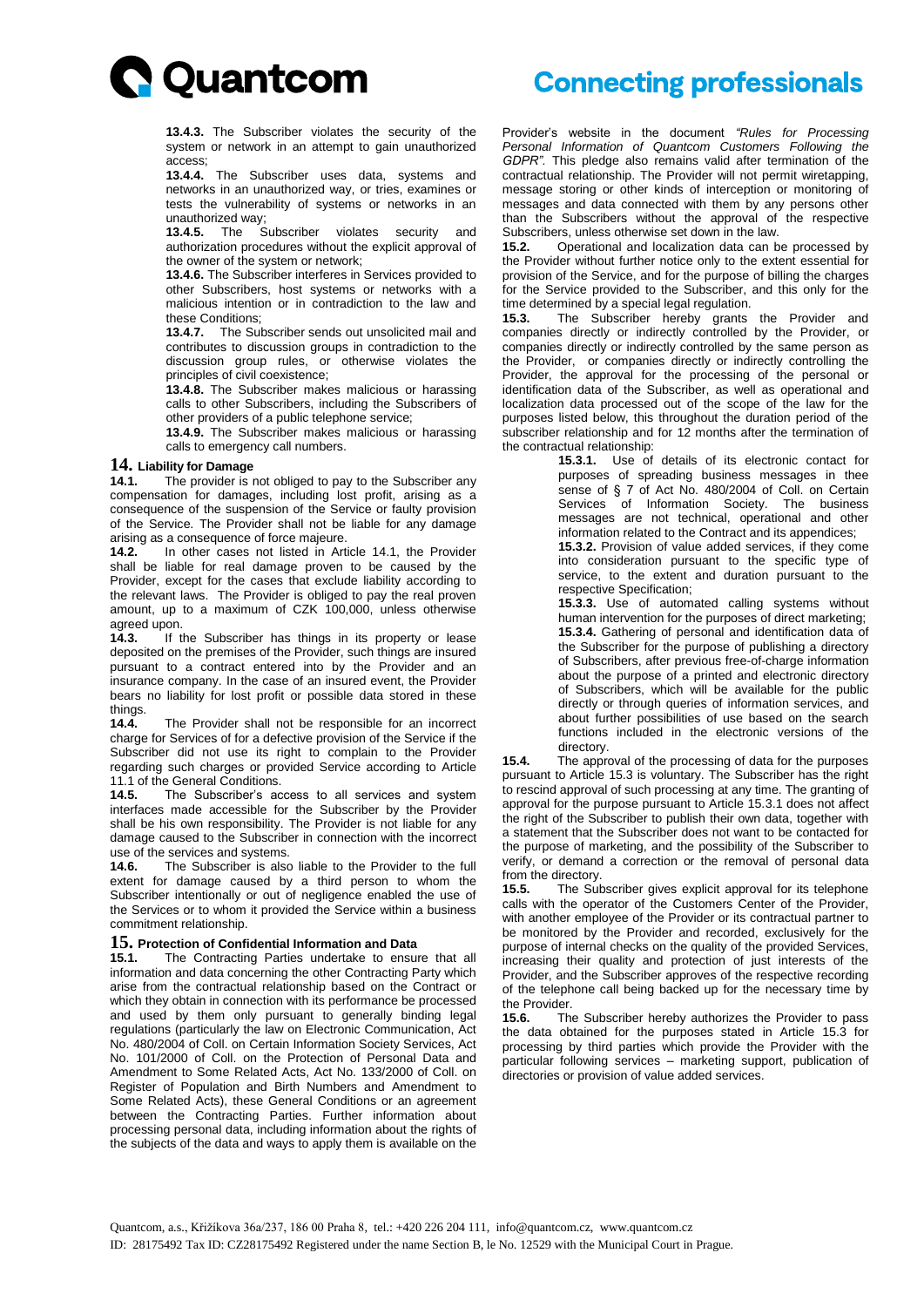**13.4.3.** The Subscriber violates the security of the system or network in an attempt to gain unauthorized access;

**13.4.4.** The Subscriber uses data, systems and networks in an unauthorized way, or tries, examines or tests the vulnerability of systems or networks in an unauthorized way;

**13.4.5.** The Subscriber violates security and authorization procedures without the explicit approval of the owner of the system or network;

**13.4.6.** The Subscriber interferes in Services provided to other Subscribers, host systems or networks with a malicious intention or in contradiction to the law and these Conditions;

**13.4.7.** The Subscriber sends out unsolicited mail and contributes to discussion groups in contradiction to the discussion group rules, or otherwise violates the principles of civil coexistence;

**13.4.8.** The Subscriber makes malicious or harassing calls to other Subscribers, including the Subscribers of other providers of a public telephone service;

**13.4.9.** The Subscriber makes malicious or harassing calls to emergency call numbers.

## 14. Liability for Damage

**14.1.** The provider is not obliged to pay to the Subscriber any compensation for damages, including lost profit, arising as a consequence of the suspension of the Service or faulty provision of the Service. The Provider shall not be liable for any damage arising as a consequence of force majeure.

**14.2.** In other cases not listed in Article 14.1, the Provider shall be liable for real damage proven to be caused by the Provider, except for the cases that exclude liability according to the relevant laws. The Provider is obliged to pay the real proven amount, up to a maximum of CZK 100,000, unless otherwise agreed upon.

**14.3.** If the Subscriber has things in its property or lease deposited on the premises of the Provider, such things are insured pursuant to a contract entered into by the Provider and an insurance company. In the case of an insured event, the Provider bears no liability for lost profit or possible data stored in these things.

**14.4.** The Provider shall not be responsible for an incorrect charge for Services of for a defective provision of the Service if the Subscriber did not use its right to complain to the Provider regarding such charges or provided Service according to Article 11.1 of the General Conditions.

**14.5.** The Subscriber's access to all services and system interfaces made accessible for the Subscriber by the Provider shall be his own responsibility. The Provider is not liable for any damage caused to the Subscriber in connection with the incorrect use of the services and systems.

**14.6.** The Subscriber is also liable to the Provider to the full extent for damage caused by a third person to whom the Subscriber intentionally or out of negligence enabled the use of the Services or to whom it provided the Service within a business commitment relationship.

## 15. Protection of Confidential Information and Data

**15.1.** The Contracting Parties undertake to ensure that all information and data concerning the other Contracting Party which arise from the contractual relationship based on the Contract or which they obtain in connection with its performance be processed and used by them only pursuant to generally binding legal regulations (particularly the law on Electronic Communication, Act No. 480/2004 of Coll. on Certain Information Society Services, Act No. 101/2000 of Coll. on the Protection of Personal Data and Amendment to Some Related Acts, Act No. 133/2000 of Coll. on Register of Population and Birth Numbers and Amendment to Some Related Acts), these General Conditions or an agreement between the Contracting Parties. Further information about processing personal data, including information about the rights of the subjects of the data and ways to apply them is available on the Provider's website in the document *"Rules for Processing Personal Information of Quantcom Customers Following the GDPR"*. This pledge also remains valid after termination of the contractual relationship. The Provider will not permit wiretapping, message storing or other kinds of interception or monitoring of messages and data connected with them by any persons other than the Subscribers without the approval of the respective Subscribers, unless otherwise set down in the law.

**15.2.** Operational and localization data can be processed by the Provider without further notice only to the extent essential for provision of the Service, and for the purpose of billing the charges for the Service provided to the Subscriber, and this only for the time determined by a special legal regulation.

**15.3.** The Subscriber hereby grants the Provider and companies directly or indirectly controlled by the Provider, or companies directly or indirectly controlled by the same person as the Provider, or companies directly or indirectly controlling the Provider, the approval for the processing of the personal or identification data of the Subscriber, as well as operational and localization data processed out of the scope of the law for the purposes listed below, this throughout the duration period of the subscriber relationship and for 12 months after the termination of the contractual relationship:

**15.3.1.** Use of details of its electronic contact for purposes of spreading business messages in thee sense of § 7 of Act No. 480/2004 of Coll. on Certain Services of Information Society. The business messages are not technical, operational and other information related to the Contract and its appendices;

**15.3.2.** Provision of value added services, if they come into consideration pursuant to the specific type of service, to the extent and duration pursuant to the respective Specification;

**15.3.3.** Use of automated calling systems without human intervention for the purposes of direct marketing;

**15.3.4.** Gathering of personal and identification data of the Subscriber for the purpose of publishing a directory of Subscribers, after previous free-of-charge information about the purpose of a printed and electronic directory of Subscribers, which will be available for the public directly or through queries of information services, and about further possibilities of use based on the search functions included in the electronic versions of the directory.

**15.4.** The approval of the processing of data for the purposes pursuant to Article 15.3 is voluntary. The Subscriber has the right to rescind approval of such processing at any time. The granting of approval for the purpose pursuant to Article 15.3.1 does not affect the right of the Subscriber to publish their own data, together with a statement that the Subscriber does not want to be contacted for the purpose of marketing, and the possibility of the Subscriber to verify, or demand a correction or the removal of personal data from the directory.

**15.5.** The Subscriber gives explicit approval for its telephone calls with the operator of the Customers Center of the Provider, with another employee of the Provider or its contractual partner to be monitored by the Provider and recorded, exclusively for the purpose of internal checks on the quality of the provided Services, increasing their quality and protection of just interests of the Provider, and the Subscriber approves of the respective recording of the telephone call being backed up for the necessary time by the Provider.

**15.6.** The Subscriber hereby authorizes the Provider to pass the data obtained for the purposes stated in Article 15.3 for processing by third parties which provide the Provider with the particular following services – marketing support, publication of directories or provision of value added services.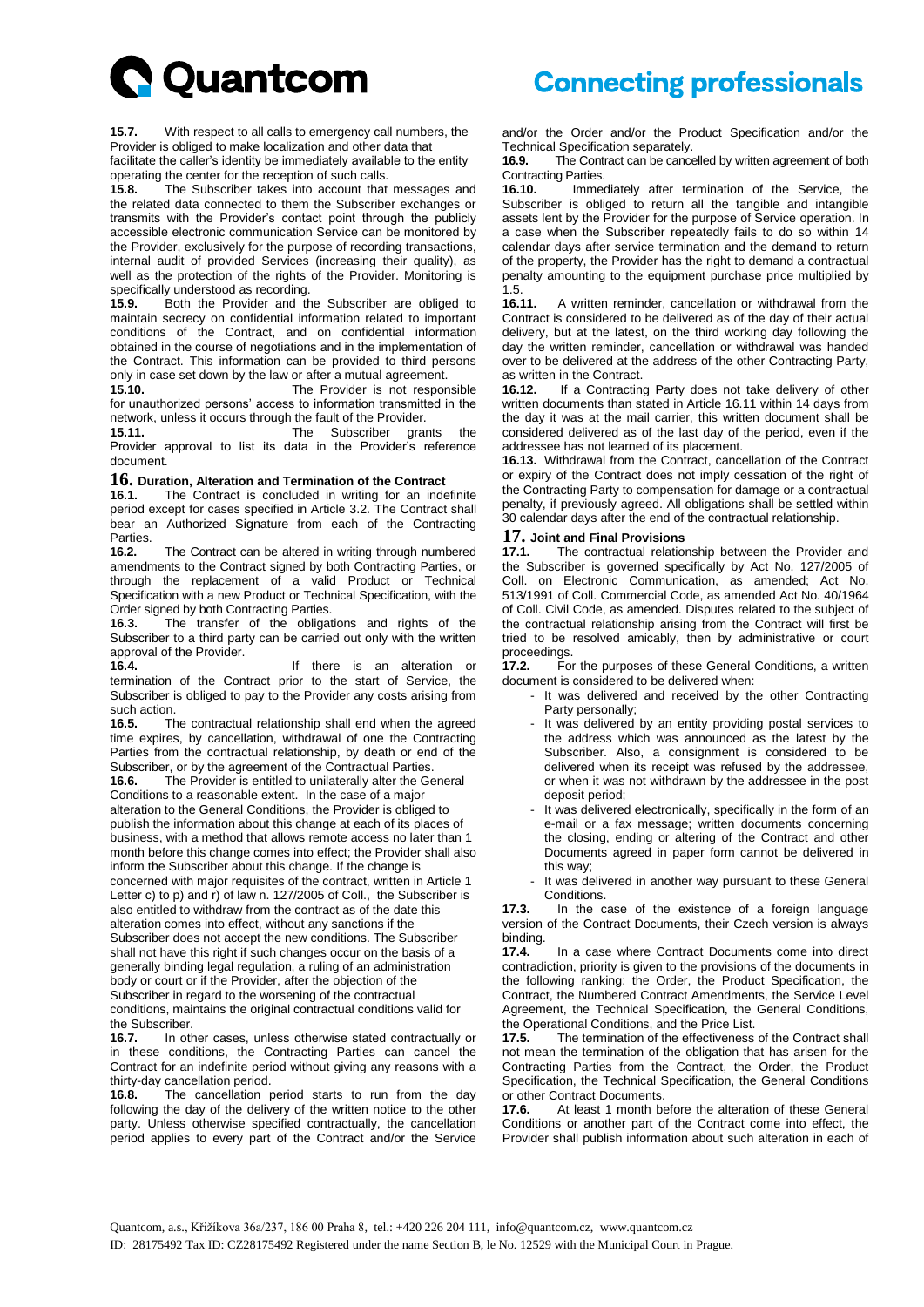**15.7.** With respect to all calls to emergency call numbers, the Provider is obliged to make localization and other data that facilitate the caller's identity be immediately available to the entity operating the center for the reception of such calls.

**15.8.** The Subscriber takes into account that messages and the related data connected to them the Subscriber exchanges or transmits with the Provider's contact point through the publicly accessible electronic communication Service can be monitored by the Provider, exclusively for the purpose of recording transactions, internal audit of provided Services (increasing their quality), as well as the protection of the rights of the Provider. Monitoring is specifically understood as recording.

**15.9.** Both the Provider and the Subscriber are obliged to maintain secrecy on confidential information related to important conditions of the Contract, and on confidential information obtained in the course of negotiations and in the implementation of the Contract. This information can be provided to third persons only in case set down by the law or after a mutual agreement.

**15.10.** The Provider is not responsible for unauthorized persons' access to information transmitted in the network, unless it occurs through the fault of the Provider.

**15.11.** The Subscriber grants the Provider approval to list its data in the Provider's reference document.

## 16. Duration, Alteration and Termination of the Contract

**16.1.** The Contract is concluded in writing for an indefinite period except for cases specified in Article 3.2. The Contract shall bear an Authorized Signature from each of the Contracting Parties.

**16.2.** The Contract can be altered in writing through numbered amendments to the Contract signed by both Contracting Parties, or through the replacement of a valid Product or Technical Specification with a new Product or Technical Specification, with the Order signed by both Contracting Parties.

**16.3.** The transfer of the obligations and rights of the Subscriber to a third party can be carried out only with the written approval of the Provider.

**16.4.** If there is an alteration or termination of the Contract prior to the start of Service, the Subscriber is obliged to pay to the Provider any costs arising from such action.

**16.5.** The contractual relationship shall end when the agreed time expires, by cancellation, withdrawal of one the Contracting Parties from the contractual relationship, by death or end of the Subscriber, or by the agreement of the Contractual Parties.

**16.6.** The Provider is entitled to unilaterally alter the General Conditions to a reasonable extent. In the case of a major alteration to the General Conditions, the Provider is obliged to publish the information about this change at each of its places of business, with a method that allows remote access no later than 1 month before this change comes into effect; the Provider shall also inform the Subscriber about this change. If the change is concerned with major requisites of the contract, written in Article 1 Letter c) to p) and r) of law n. 127/2005 of Coll., the Subscriber is also entitled to withdraw from the contract as of the date this alteration comes into effect, without any sanctions if the Subscriber does not accept the new conditions. The Subscriber shall not have this right if such changes occur on the basis of a generally binding legal regulation, a ruling of an administration body or court or if the Provider, after the objection of the Subscriber in regard to the worsening of the contractual conditions, maintains the original contractual conditions valid for the Subscriber.

**16.7.** In other cases, unless otherwise stated contractually or in these conditions, the Contracting Parties can cancel the Contract for an indefinite period without giving any reasons with a thirty-day cancellation period.

**16.8.** The cancellation period starts to run from the day following the day of the delivery of the written notice to the other party. Unless otherwise specified contractually, the cancellation period applies to every part of the Contract and/or the Service and/or the Order and/or the Product Specification and/or the Technical Specification separately.

**16.9.** The Contract can be cancelled by written agreement of both Contracting Parties.

**16.10.** Immediately after termination of the Service, the Subscriber is obliged to return all the tangible and intangible assets lent by the Provider for the purpose of Service operation. In a case when the Subscriber repeatedly fails to do so within 14 calendar days after service termination and the demand to return of the property, the Provider has the right to demand a contractual penalty amounting to the equipment purchase price multiplied by 1.5.

**16.11.** A written reminder, cancellation or withdrawal from the Contract is considered to be delivered as of the day of their actual delivery, but at the latest, on the third working day following the day the written reminder, cancellation or withdrawal was handed over to be delivered at the address of the other Contracting Party, as written in the Contract.

**16.12.** If a Contracting Party does not take delivery of other written documents than stated in Article 16.11 within 14 days from the day it was at the mail carrier, this written document shall be considered delivered as of the last day of the period, even if the addressee has not learned of its placement.

**16.13.** Withdrawal from the Contract, cancellation of the Contract or expiry of the Contract does not imply cessation of the right of the Contracting Party to compensation for damage or a contractual penalty, if previously agreed. All obligations shall be settled within 30 calendar days after the end of the contractual relationship.

## 17. Joint and Final Provisions

**17.1.** The contractual relationship between the Provider and the Subscriber is governed specifically by Act No. 127/2005 of Coll. on Electronic Communication, as amended; Act No. 513/1991 of Coll. Commercial Code, as amended Act No. 40/1964 of Coll. Civil Code, as amended. Disputes related to the subject of the contractual relationship arising from the Contract will first be tried to be resolved amicably, then by administrative or court proceedings.

**17.2.** For the purposes of these General Conditions, a written document is considered to be delivered when:

- It was delivered and received by the other Contracting Party personally;
- It was delivered by an entity providing postal services to the address which was announced as the latest by the Subscriber. Also, a consignment is considered to be delivered when its receipt was refused by the addressee, or when it was not withdrawn by the addressee in the post deposit period;
- It was delivered electronically, specifically in the form of an e-mail or a fax message; written documents concerning the closing, ending or altering of the Contract and other Documents agreed in paper form cannot be delivered in this way;
- It was delivered in another way pursuant to these General Conditions.

**17.3.** In the case of the existence of a foreign language version of the Contract Documents, their Czech version is always binding.

**17.4.** In a case where Contract Documents come into direct contradiction, priority is given to the provisions of the documents in the following ranking: the Order, the Product Specification, the Contract, the Numbered Contract Amendments, the Service Level Agreement, the Technical Specification, the General Conditions, the Operational Conditions, and the Price List.

**17.5.** The termination of the effectiveness of the Contract shall not mean the termination of the obligation that has arisen for the Contracting Parties from the Contract, the Order, the Product Specification, the Technical Specification, the General Conditions or other Contract Documents.

**17.6.** At least 1 month before the alteration of these General Conditions or another part of the Contract come into effect, the Provider shall publish information about such alteration in each of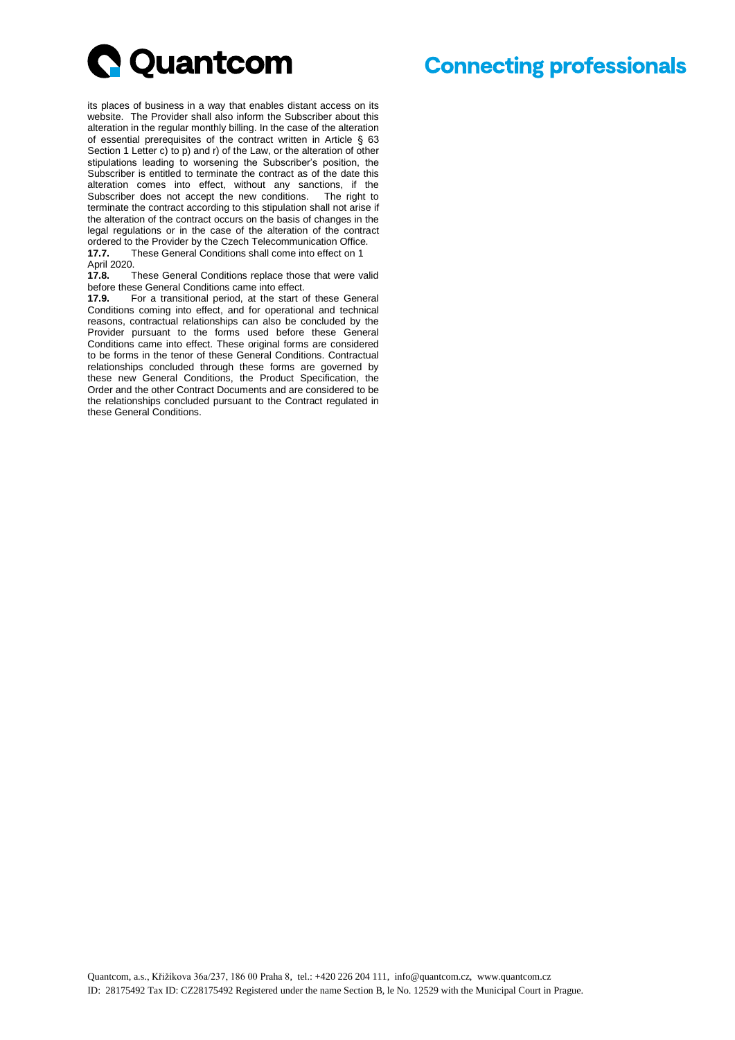its places of business in a way that enables distant access on its website. The Provider shall also inform the Subscriber about this alteration in the regular monthly billing. In the case of the alteration of essential prerequisites of the contract written in Article § 63 Section 1 Letter c) to p) and r) of the Law, or the alteration of other stipulations leading to worsening the Subscriber's position, the Subscriber is entitled to terminate the contract as of the date this alteration comes into effect, without any sanctions, if the Subscriber does not accept the new conditions. The right to terminate the contract according to this stipulation shall not arise if the alteration of the contract occurs on the basis of changes in the legal regulations or in the case of the alteration of the contract ordered to the Provider by the Czech Telecommunication Office.

**17.7.** These General Conditions shall come into effect on 1 April 2020.

**17.8.** These General Conditions replace those that were valid before these General Conditions came into effect.

**17.9.** For a transitional period, at the start of these General Conditions coming into effect, and for operational and technical reasons, contractual relationships can also be concluded by the Provider pursuant to the forms used before these General Conditions came into effect. These original forms are considered to be forms in the tenor of these General Conditions. Contractual relationships concluded through these forms are governed by these new General Conditions, the Product Specification, the Order and the other Contract Documents and are considered to be the relationships concluded pursuant to the Contract regulated in these General Conditions.